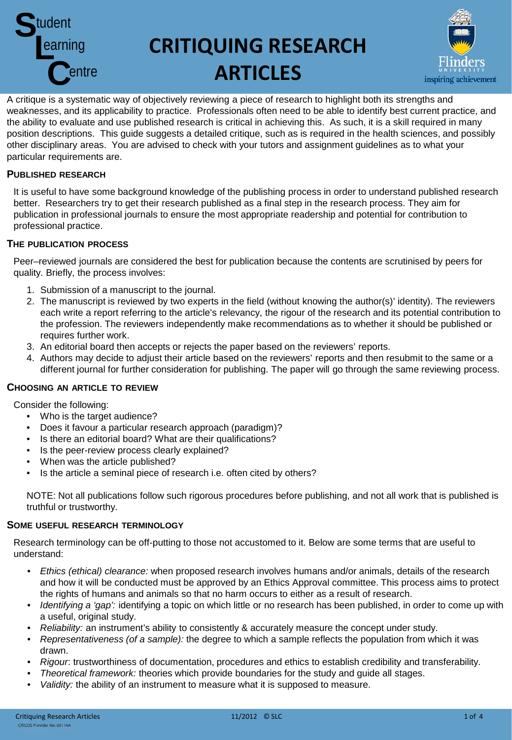# CRITIQUING RESEARCH ARTICLES

A critique is a systematic way of objectively reviewing a piece of research to highlight both its strengths and weaknesses, and its applicability to practice. Professionals often need to be able to identify best current practice, and the ability to evaluate and use published research is critical in achieving this. As such, it is a skill required in many position descriptions. This guide suggests a detailed critique, such as is required in the health sciences, and possibly other disciplinary areas. You are advised to check with your tutors and assignment guidelines as to what your particular requirements are.

## PUBLISHED RESEARCH

It is useful to have some background knowledge of the publishing process in order to understand published research better. Researchers try to get their research published as a final step in the research process. They aim for publication in professional journals to ensure the most appropriate readership and potential for contribution to professional practice.

## THE PUBLICATION PROCESS

Peer–reviewed journals are considered the best for publication because the contents are scrutinised by peers for quality. Briefly, the process involves:

1. Submission of a manuscript to the journal.
2. The manuscript is reviewed by two experts in the field (without knowing the author(s)' identity). The reviewers each write a report referring to the article's relevancy, the rigour of the research and its potential contribution to the profession. The reviewers independently make recommendations as to whether it should be published or requires further work.
3. An editorial board then accepts or rejects the paper based on the reviewers' reports.
4. Authors may decide to adjust their article based on the reviewers' reports and then resubmit to the same or a different journal for further consideration for publishing. The paper will go through the same reviewing process.

## CHOOSING AN ARTICLE TO REVIEW

Consider the following:

- Who is the target audience?
- Does it favour a particular research approach (paradigm)?
- Is there an editorial board? What are their qualifications?
- Is the peer-review process clearly explained?
- When was the article published?
- Is the article a seminal piece of research i.e. often cited by others?

NOTE: Not all publications follow such rigorous procedures before publishing, and not all work that is published is truthful or trustworthy.

## SOME USEFUL RESEARCH TERMINOLOGY

Research terminology can be off-putting to those not accustomed to it. Below are some terms that are useful to understand:

- *Ethics (ethical) clearance:* when proposed research involves humans and/or animals, details of the research and how it will be conducted must be approved by an Ethics Approval committee. This process aims to protect the rights of humans and animals so that no harm occurs to either as a result of research.
- *Identifying a 'gap':* identifying a topic on which little or no research has been published, in order to come up with a useful, original study.
- *Reliability:* an instrument's ability to consistently & accurately measure the concept under study.
- *Representativeness (of a sample):* the degree to which a sample reflects the population from which it was drawn.
- *Rigour*: trustworthiness of documentation, procedures and ethics to establish credibility and transferability.
- *Theoretical framework:* theories which provide boundaries for the study and guide all stages.
- *Validity:* the ability of an instrument to measure what it is supposed to measure.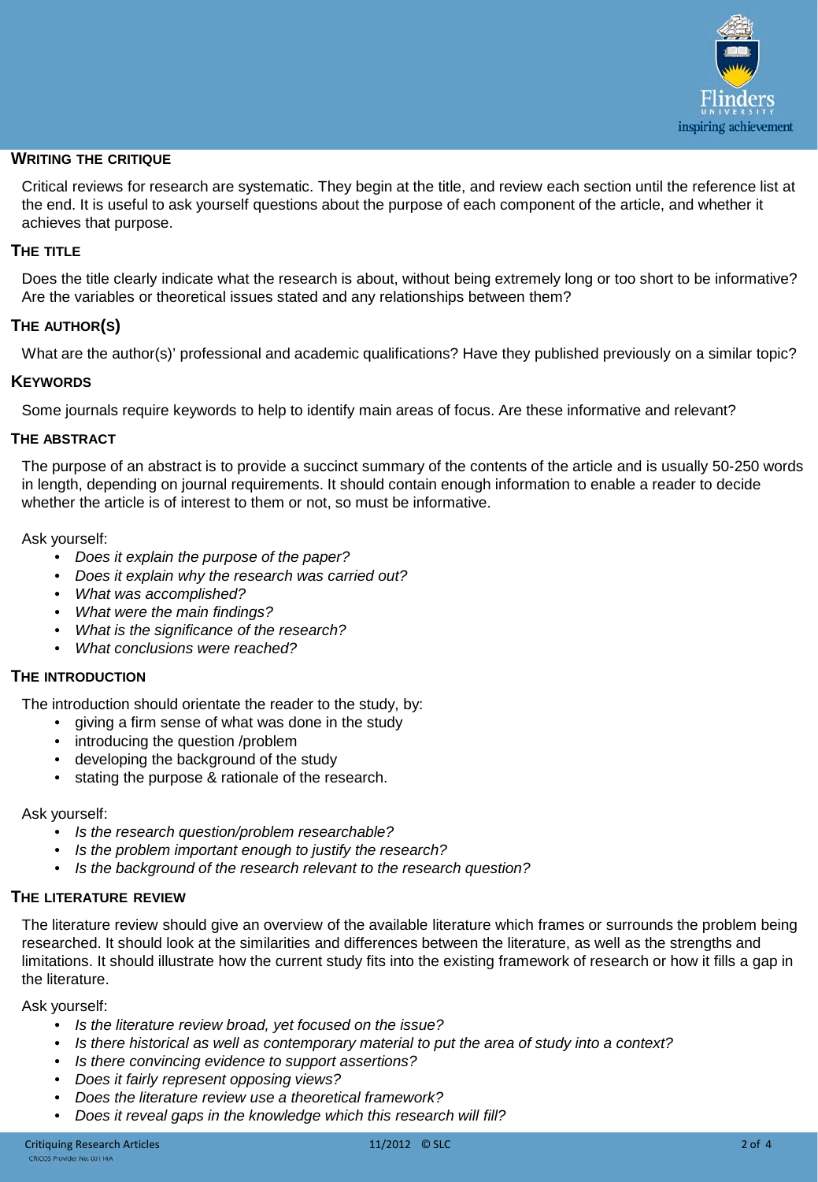## WRITING THE CRITIQUE

Critical reviews for research are systematic. They begin at the title, and review each section until the reference list at the end. It is useful to ask yourself questions about the purpose of each component of the article, and whether it achieves that purpose.

### THE TITLE

Does the title clearly indicate what the research is about, without being extremely long or too short to be informative? Are the variables or theoretical issues stated and any relationships between them?

### THE AUTHOR(S)

What are the author(s)' professional and academic qualifications? Have they published previously on a similar topic?

### KEYWORDS

Some journals require keywords to help to identify main areas of focus. Are these informative and relevant?

### THE ABSTRACT

The purpose of an abstract is to provide a succinct summary of the contents of the article and is usually 50-250 words in length, depending on journal requirements. It should contain enough information to enable a reader to decide whether the article is of interest to them or not, so must be informative.

Ask yourself:

- *Does it explain the purpose of the paper?*
- *Does it explain why the research was carried out?*
- *What was accomplished?*
- *What were the main findings?*
- *What is the significance of the research?*
- *What conclusions were reached?*

### THE INTRODUCTION

The introduction should orientate the reader to the study, by:

- giving a firm sense of what was done in the study
- introducing the question /problem
- developing the background of the study
- stating the purpose & rationale of the research.

Ask yourself:

- *Is the research question/problem researchable?*
- *Is the problem important enough to justify the research?*
- *Is the background of the research relevant to the research question?*

### THE LITERATURE REVIEW

The literature review should give an overview of the available literature which frames or surrounds the problem being researched. It should look at the similarities and differences between the literature, as well as the strengths and limitations. It should illustrate how the current study fits into the existing framework of research or how it fills a gap in the literature.

Ask yourself:

- *Is the literature review broad, yet focused on the issue?*
- *Is there historical as well as contemporary material to put the area of study into a context?*
- *Is there convincing evidence to support assertions?*
- *Does it fairly represent opposing views?*
- *Does the literature review use a theoretical framework?*
- *Does it reveal gaps in the knowledge which this research will fill?*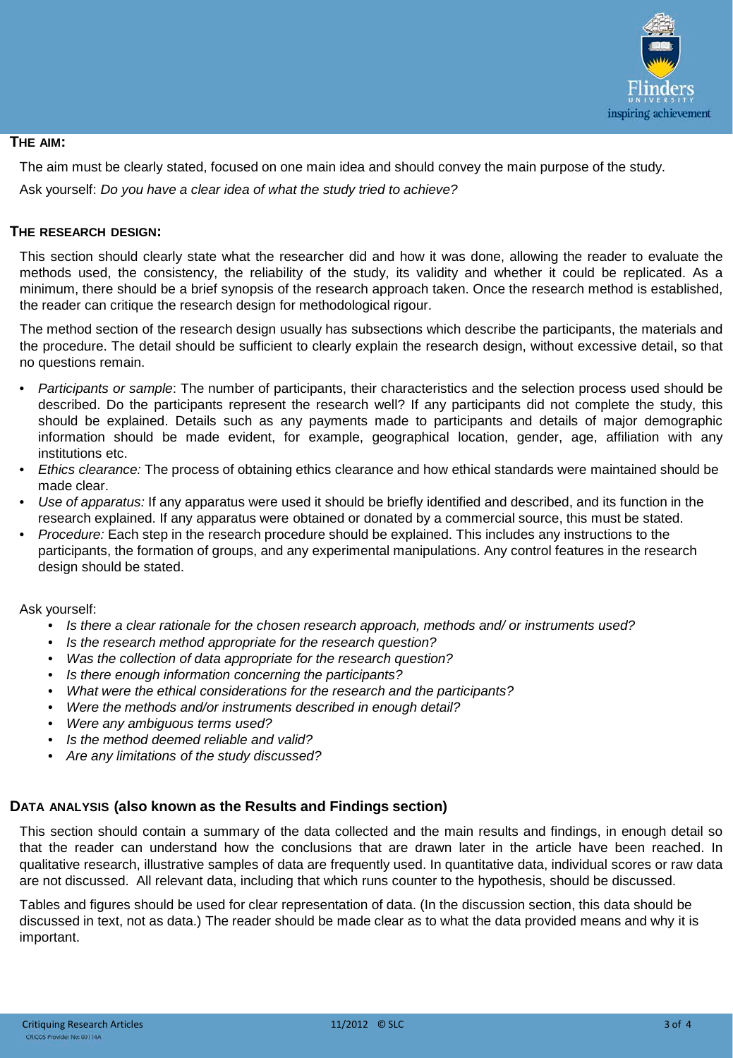## THE AIM:

The aim must be clearly stated, focused on one main idea and should convey the main purpose of the study.

Ask yourself: *Do you have a clear idea of what the study tried to achieve?*

## THE RESEARCH DESIGN:

This section should clearly state what the researcher did and how it was done, allowing the reader to evaluate the methods used, the consistency, the reliability of the study, its validity and whether it could be replicated. As a minimum, there should be a brief synopsis of the research approach taken. Once the research method is established, the reader can critique the research design for methodological rigour.

The method section of the research design usually has subsections which describe the participants, the materials and the procedure. The detail should be sufficient to clearly explain the research design, without excessive detail, so that no questions remain.

- *Participants or sample*: The number of participants, their characteristics and the selection process used should be described. Do the participants represent the research well? If any participants did not complete the study, this should be explained. Details such as any payments made to participants and details of major demographic information should be made evident, for example, geographical location, gender, age, affiliation with any institutions etc.
- *Ethics clearance:* The process of obtaining ethics clearance and how ethical standards were maintained should be made clear.
- *Use of apparatus:* If any apparatus were used it should be briefly identified and described, and its function in the research explained. If any apparatus were obtained or donated by a commercial source, this must be stated.
- *Procedure:* Each step in the research procedure should be explained. This includes any instructions to the participants, the formation of groups, and any experimental manipulations. Any control features in the research design should be stated.

Ask yourself:

- *Is there a clear rationale for the chosen research approach, methods and/ or instruments used?*
- *Is the research method appropriate for the research question?*
- *Was the collection of data appropriate for the research question?*
- *Is there enough information concerning the participants?*
- *What were the ethical considerations for the research and the participants?*
- *Were the methods and/or instruments described in enough detail?*
- *Were any ambiguous terms used?*
- *Is the method deemed reliable and valid?*
- *Are any limitations of the study discussed?*

## DATA ANALYSIS (also known as the Results and Findings section)

This section should contain a summary of the data collected and the main results and findings, in enough detail so that the reader can understand how the conclusions that are drawn later in the article have been reached. In qualitative research, illustrative samples of data are frequently used. In quantitative data, individual scores or raw data are not discussed. All relevant data, including that which runs counter to the hypothesis, should be discussed.

Tables and figures should be used for clear representation of data. (In the discussion section, this data should be discussed in text, not as data.) The reader should be made clear as to what the data provided means and why it is important.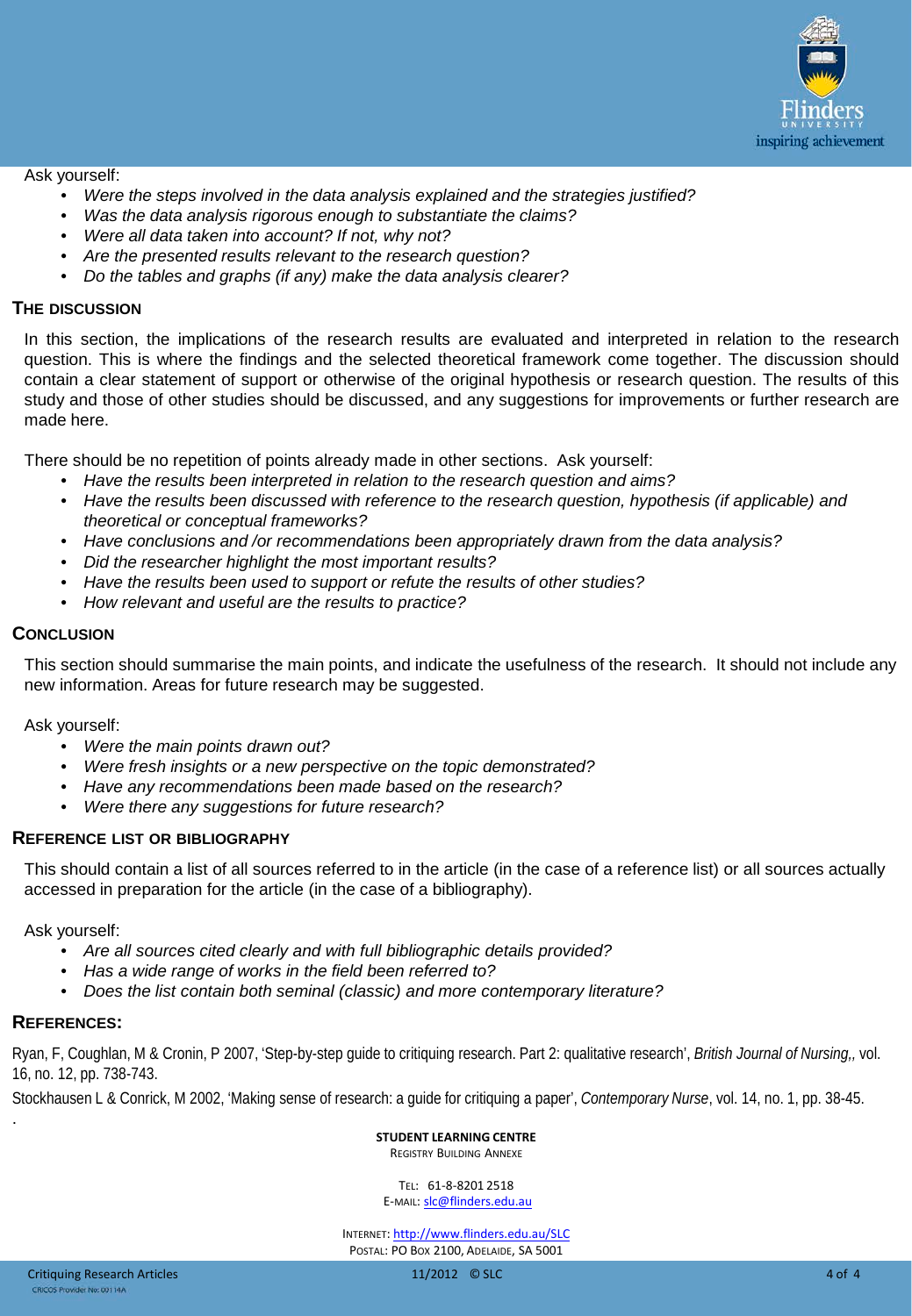Ask yourself:

- *Were the steps involved in the data analysis explained and the strategies justified?*
- *Was the data analysis rigorous enough to substantiate the claims?*
- *Were all data taken into account? If not, why not?*
- *Are the presented results relevant to the research question?*
- *Do the tables and graphs (if any) make the data analysis clearer?*

## THE DISCUSSION

In this section, the implications of the research results are evaluated and interpreted in relation to the research question. This is where the findings and the selected theoretical framework come together. The discussion should contain a clear statement of support or otherwise of the original hypothesis or research question. The results of this study and those of other studies should be discussed, and any suggestions for improvements or further research are made here.

There should be no repetition of points already made in other sections. Ask yourself:

- *Have the results been interpreted in relation to the research question and aims?*
- *Have the results been discussed with reference to the research question, hypothesis (if applicable) and theoretical or conceptual frameworks?*
- *Have conclusions and /or recommendations been appropriately drawn from the data analysis?*
- *Did the researcher highlight the most important results?*
- *Have the results been used to support or refute the results of other studies?*
- *How relevant and useful are the results to practice?*

## CONCLUSION

This section should summarise the main points, and indicate the usefulness of the research. It should not include any new information. Areas for future research may be suggested.

Ask yourself:

- *Were the main points drawn out?*
- *Were fresh insights or a new perspective on the topic demonstrated?*
- *Have any recommendations been made based on the research?*
- *Were there any suggestions for future research?*

## REFERENCE LIST OR BIBLIOGRAPHY

This should contain a list of all sources referred to in the article (in the case of a reference list) or all sources actually accessed in preparation for the article (in the case of a bibliography).

Ask yourself:

- *Are all sources cited clearly and with full bibliographic details provided?*
- *Has a wide range of works in the field been referred to?*
- *Does the list contain both seminal (classic) and more contemporary literature?*

## REFERENCES:

Ryan, F, Coughlan, M & Cronin, P 2007, 'Step-by-step guide to critiquing research. Part 2: qualitative research', *British Journal of Nursing,*, vol. 16, no. 12, pp. 738-743.

Stockhausen L & Conrick, M 2002, 'Making sense of research: a guide for critiquing a paper', *Contemporary Nurse*, vol. 14, no. 1, pp. 38-45.

**STUDENT LEARNING CENTRE**
REGISTRY BUILDING ANNEXE

TEL: 61-8-8201 2518
E-MAIL: slc@flinders.edu.au

INTERNET: http://www.flinders.edu.au/SLC
POSTAL: PO BOX 2100, ADELAIDE, SA 5001